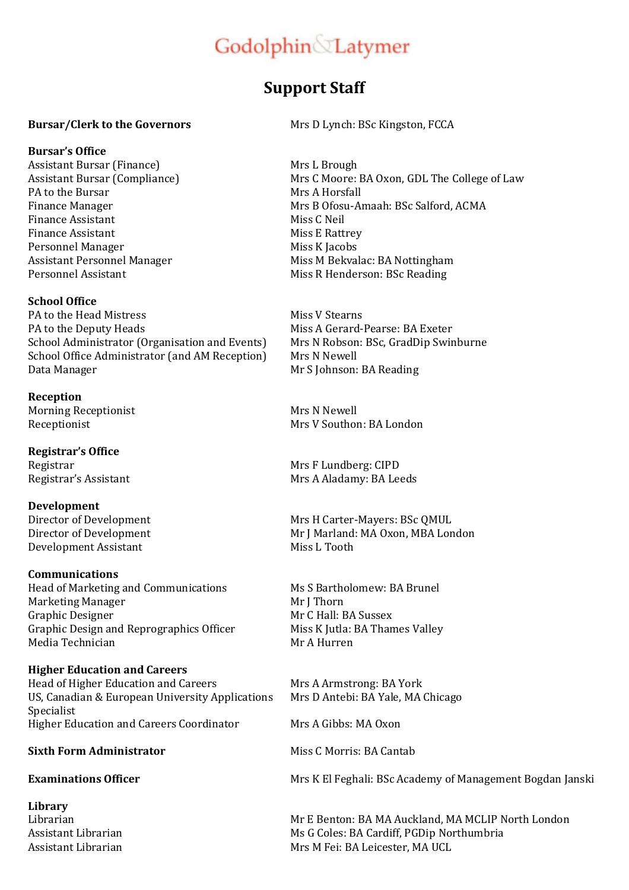# Godolphin & Latymer

## Support Staff

| | |
|---|---|
| **Bursar/Clerk to the Governors** | Mrs D Lynch: BSc Kingston, FCCA |
| **Bursar's Office** | |
| Assistant Bursar (Finance) | Mrs L Brough |
| Assistant Bursar (Compliance) | Mrs C Moore: BA Oxon, GDL The College of Law |
| PA to the Bursar | Mrs A Horsfall |
| Finance Manager | Mrs B Ofosu-Amaah: BSc Salford, ACMA |
| Finance Assistant | Miss C Neil |
| Finance Assistant | Miss E Rattrey |
| Personnel Manager | Miss K Jacobs |
| Assistant Personnel Manager | Miss M Bekvalac: BA Nottingham |
| Personnel Assistant | Miss R Henderson: BSc Reading |
| **School Office** | |
| PA to the Head Mistress | Miss V Stearns |
| PA to the Deputy Heads | Miss A Gerard-Pearse: BA Exeter |
| School Administrator (Organisation and Events) | Mrs N Robson: BSc, GradDip Swinburne |
| School Office Administrator (and AM Reception) | Mrs N Newell |
| Data Manager | Mr S Johnson: BA Reading |
| **Reception** | |
| Morning Receptionist | Mrs N Newell |
| Receptionist | Mrs V Southon: BA London |
| **Registrar's Office** | |
| Registrar | Mrs F Lundberg: CIPD |
| Registrar's Assistant | Mrs A Aladamy: BA Leeds |
| **Development** | |
| Director of Development | Mrs H Carter-Mayers: BSc QMUL |
| Director of Development | Mr J Marland: MA Oxon, MBA London |
| Development Assistant | Miss L Tooth |
| **Communications** | |
| Head of Marketing and Communications | Ms S Bartholomew: BA Brunel |
| Marketing Manager | Mr J Thorn |
| Graphic Designer | Mr C Hall: BA Sussex |
| Graphic Design and Reprographics Officer | Miss K Jutla: BA Thames Valley |
| Media Technician | Mr A Hurren |
| **Higher Education and Careers** | |
| Head of Higher Education and Careers | Mrs A Armstrong: BA York |
| US, Canadian & European University Applications Specialist | Mrs D Antebi: BA Yale, MA Chicago |
| Higher Education and Careers Coordinator | Mrs A Gibbs: MA Oxon |
| **Sixth Form Administrator** | Miss C Morris: BA Cantab |
| **Examinations Officer** | Mrs K El Feghali: BSc Academy of Management Bogdan Janski |
| **Library** | |
| Librarian | Mr E Benton: BA MA Auckland, MA MCLIP North London |
| Assistant Librarian | Ms G Coles: BA Cardiff, PGDip Northumbria |
| Assistant Librarian | Mrs M Fei: BA Leicester, MA UCL |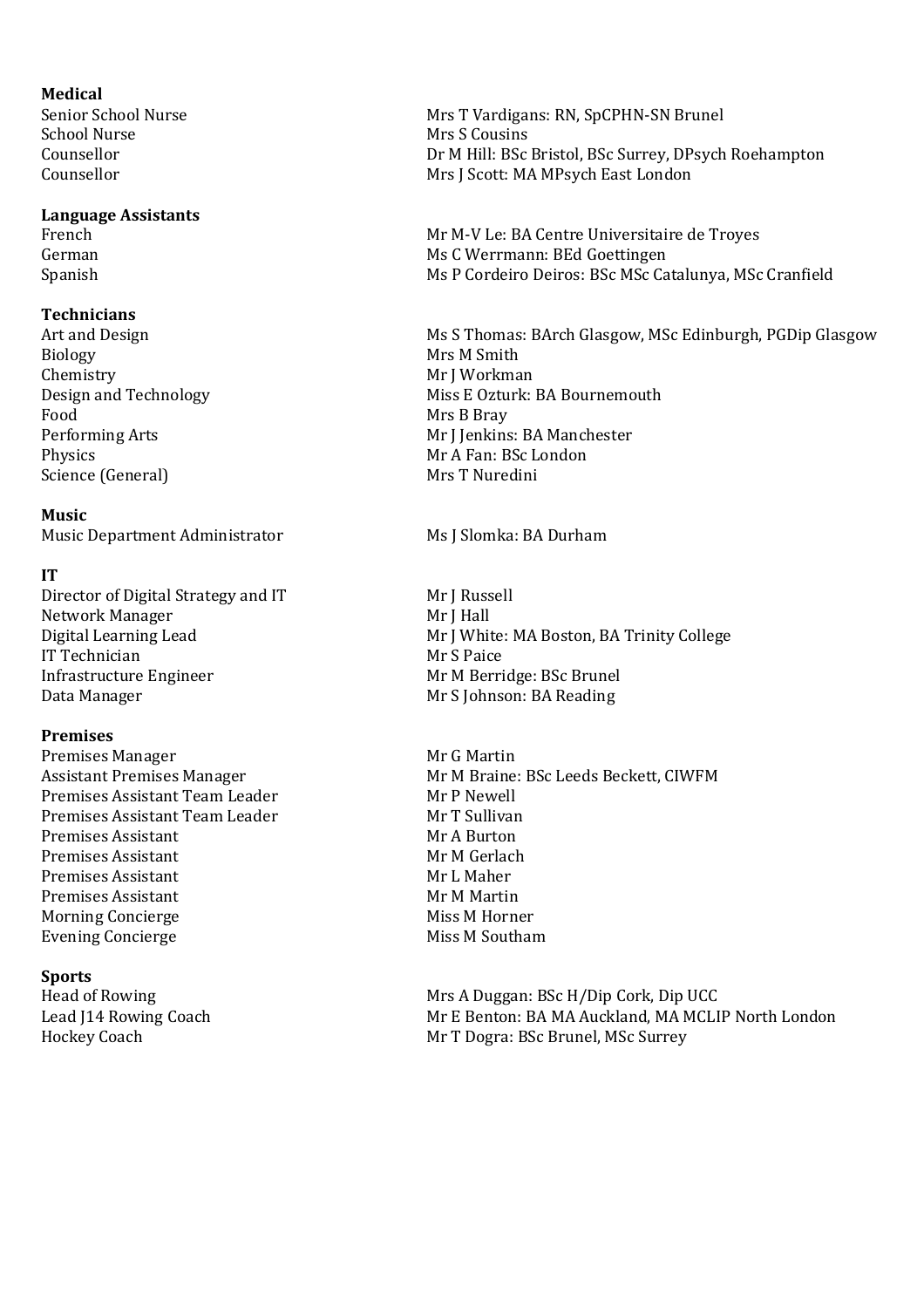**Medical**

| | |
|---|---|
| Senior School Nurse | Mrs T Vardigans: RN, SpCPHN-SN Brunel |
| School Nurse | Mrs S Cousins |
| Counsellor | Dr M Hill: BSc Bristol, BSc Surrey, DPsych Roehampton |
| Counsellor | Mrs J Scott: MA MPsych East London |

**Language Assistants**

| | |
|---|---|
| French | Mr M-V Le: BA Centre Universitaire de Troyes |
| German | Ms C Werrmann: BEd Goettingen |
| Spanish | Ms P Cordeiro Deiros: BSc MSc Catalunya, MSc Cranfield |

**Technicians**

| | |
|---|---|
| Art and Design | Ms S Thomas: BArch Glasgow, MSc Edinburgh, PGDip Glasgow |
| Biology | Mrs M Smith |
| Chemistry | Mr J Workman |
| Design and Technology | Miss E Ozturk: BA Bournemouth |
| Food | Mrs B Bray |
| Performing Arts | Mr J Jenkins: BA Manchester |
| Physics | Mr A Fan: BSc London |
| Science (General) | Mrs T Nuredini |

**Music**

| | |
|---|---|
| Music Department Administrator | Ms J Slomka: BA Durham |

**IT**

| | |
|---|---|
| Director of Digital Strategy and IT | Mr J Russell |
| Network Manager | Mr J Hall |
| Digital Learning Lead | Mr J White: MA Boston, BA Trinity College |
| IT Technician | Mr S Paice |
| Infrastructure Engineer | Mr M Berridge: BSc Brunel |
| Data Manager | Mr S Johnson: BA Reading |

**Premises**

| | |
|---|---|
| Premises Manager | Mr G Martin |
| Assistant Premises Manager | Mr M Braine: BSc Leeds Beckett, CIWFM |
| Premises Assistant Team Leader | Mr P Newell |
| Premises Assistant Team Leader | Mr T Sullivan |
| Premises Assistant | Mr A Burton |
| Premises Assistant | Mr M Gerlach |
| Premises Assistant | Mr L Maher |
| Premises Assistant | Mr M Martin |
| Morning Concierge | Miss M Horner |
| Evening Concierge | Miss M Southam |

**Sports**

| | |
|---|---|
| Head of Rowing | Mrs A Duggan: BSc H/Dip Cork, Dip UCC |
| Lead J14 Rowing Coach | Mr E Benton: BA MA Auckland, MA MCLIP North London |
| Hockey Coach | Mr T Dogra: BSc Brunel, MSc Surrey |